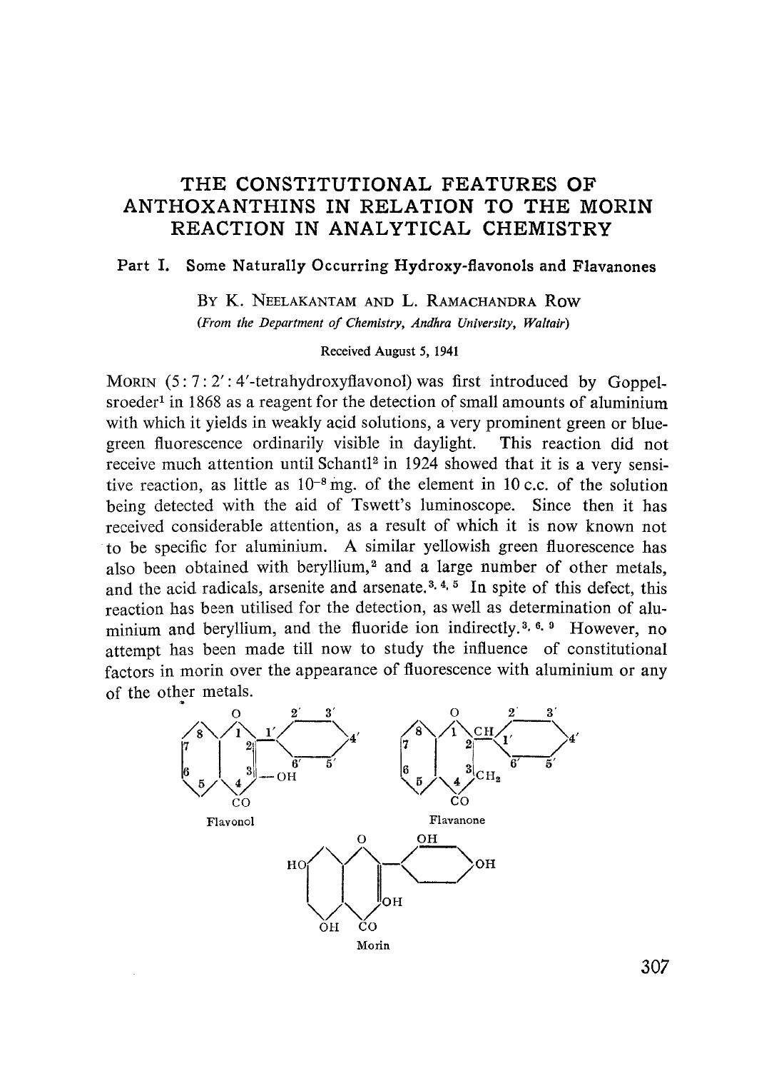# THE CONSTITUTIONAL FEATURES OF ANTHOXANTHINS IN RELATION TO THE MORIN REACTION IN ANALYTICAL CHEMISTRY

## Part I. Some Naturally Occurring Hydroxy-flavonols and Flavanones

By K. Neelakantam and L. Ramachandra Row

*(From the Department of Chemistry, Andhra University, Waltair)*

Received August 5, 1941

Morin (5 : 7 : 2' : 4'-tetrahydroxyflavonol) was first introduced by Goppelsroeder[1] in 1868 as a reagent for the detection of small amounts of aluminium with which it yields in weakly acid solutions, a very prominent green or blue-green fluorescence ordinarily visible in daylight. This reaction did not receive much attention until Schantl[2] in 1924 showed that it is a very sensitive reaction, as little as $10^{-8}$ mg. of the element in 10 c.c. of the solution being detected with the aid of Tswett's luminoscope. Since then it has received considerable attention, as a result of which it is now known not to be specific for aluminium. A similar yellowish green fluorescence has also been obtained with beryllium,[2] and a large number of other metals, and the acid radicals, arsenite and arsenate.[3, 4, 5] In spite of this defect, this reaction has been utilised for the detection, as well as determination of aluminium and beryllium, and the fluoride ion indirectly.[3, 6, 9] However, no attempt has been made till now to study the influence of constitutional factors in morin over the appearance of fluorescence with aluminium or any of the other metals.

Flavonol

Flavanone

Morin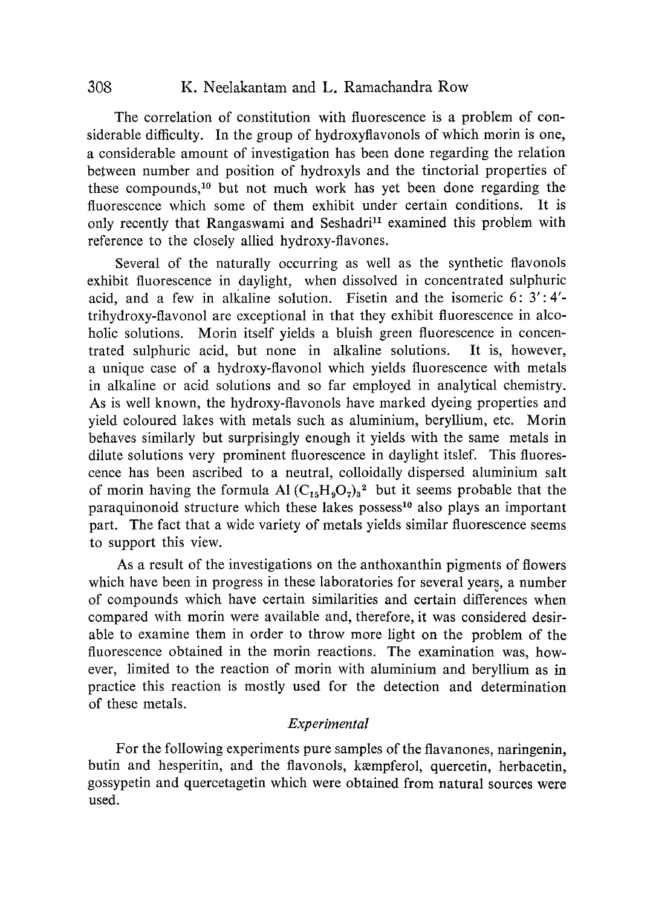The correlation of constitution with fluorescence is a problem of considerable difficulty. In the group of hydroxyflavonols of which morin is one, a considerable amount of investigation has been done regarding the relation between number and position of hydroxyls and the tinctorial properties of these compounds,[10] but not much work has yet been done regarding the fluorescence which some of them exhibit under certain conditions. It is only recently that Rangaswami and Seshadri[11] examined this problem with reference to the closely allied hydroxy-flavones.

Several of the naturally occurring as well as the synthetic flavonols exhibit fluorescence in daylight, when dissolved in concentrated sulphuric acid, and a few in alkaline solution. Fisetin and the isomeric 6: 3′: 4′-trihydroxy-flavonol are exceptional in that they exhibit fluorescence in alcoholic solutions. Morin itself yields a bluish green fluorescence in concentrated sulphuric acid, but none in alkaline solutions. It is, however, a unique case of a hydroxy-flavonol which yields fluorescence with metals in alkaline or acid solutions and so far employed in analytical chemistry. As is well known, the hydroxy-flavonols have marked dyeing properties and yield coloured lakes with metals such as aluminium, beryllium, etc. Morin behaves similarly but surprisingly enough it yields with the same metals in dilute solutions very prominent fluorescence in daylight itslef. This fluorescence has been ascribed to a neutral, colloidally dispersed aluminium salt of morin having the formula $Al(C_{15}H_9O_7)_3$[2] but it seems probable that the paraquinonoid structure which these lakes possess[10] also plays an important part. The fact that a wide variety of metals yields similar fluorescence seems to support this view.

As a result of the investigations on the anthoxanthin pigments of flowers which have been in progress in these laboratories for several years, a number of compounds which have certain similarities and certain differences when compared with morin were available and, therefore, it was considered desirable to examine them in order to throw more light on the problem of the fluorescence obtained in the morin reactions. The examination was, however, limited to the reaction of morin with aluminium and beryllium as in practice this reaction is mostly used for the detection and determination of these metals.

## *Experimental*

For the following experiments pure samples of the flavanones, naringenin, butin and hesperitin, and the flavonols, kæmpferol, quercetin, herbacetin, gossypetin and quercetagetin which were obtained from natural sources were used.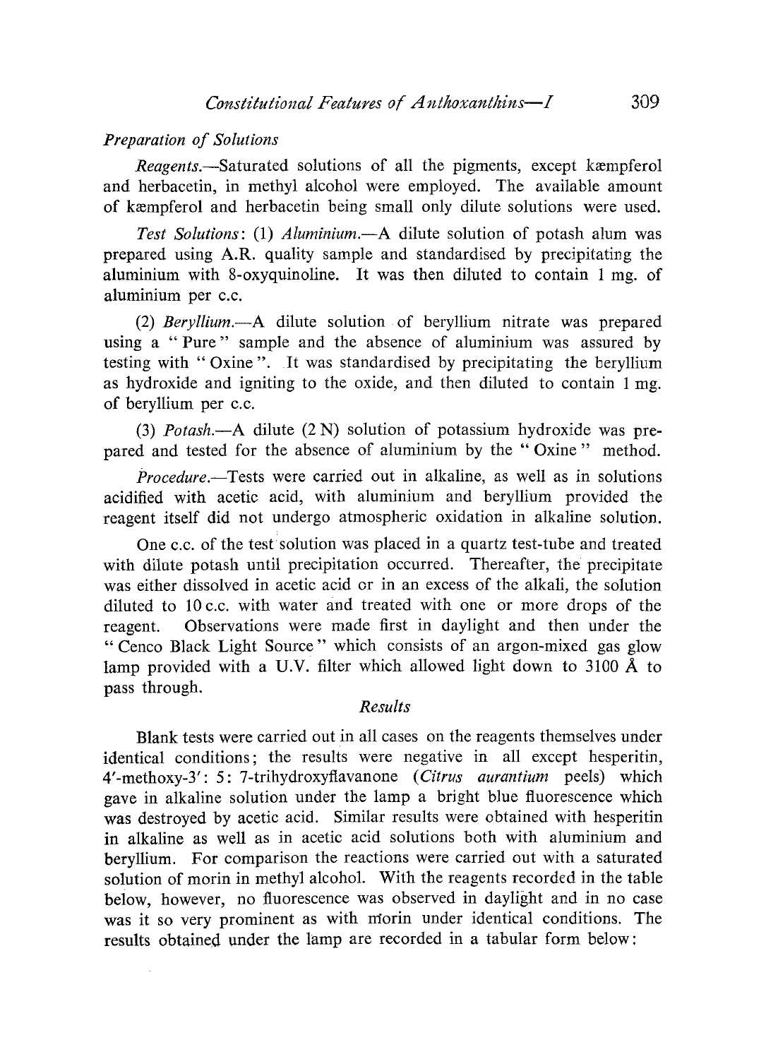### *Preparation of Solutions*

*Reagents.*—Saturated solutions of all the pigments, except kæmpferol and herbacetin, in methyl alcohol were employed. The available amount of kæmpferol and herbacetin being small only dilute solutions were used.

*Test Solutions*: (1) *Aluminium.*—A dilute solution of potash alum was prepared using A.R. quality sample and standardised by precipitating the aluminium with 8-oxyquinoline. It was then diluted to contain 1 mg. of aluminium per c.c.

(2) *Beryllium.*—A dilute solution of beryllium nitrate was prepared using a "Pure" sample and the absence of aluminium was assured by testing with "Oxine". It was standardised by precipitating the beryllium as hydroxide and igniting to the oxide, and then diluted to contain 1 mg. of beryllium per c.c.

(3) *Potash.*—A dilute (2 N) solution of potassium hydroxide was prepared and tested for the absence of aluminium by the "Oxine" method.

*Procedure.*—Tests were carried out in alkaline, as well as in solutions acidified with acetic acid, with aluminium and beryllium provided the reagent itself did not undergo atmospheric oxidation in alkaline solution.

One c.c. of the test solution was placed in a quartz test-tube and treated with dilute potash until precipitation occurred. Thereafter, the precipitate was either dissolved in acetic acid or in an excess of the alkali, the solution diluted to 10 c.c. with water and treated with one or more drops of the reagent. Observations were made first in daylight and then under the "Cenco Black Light Source" which consists of an argon-mixed gas glow lamp provided with a U.V. filter which allowed light down to 3100 Å to pass through.

### *Results*

Blank tests were carried out in all cases on the reagents themselves under identical conditions; the results were negative in all except hesperitin, 4′-methoxy-3′: 5: 7-trihydroxyflavanone (*Citrus aurantium* peels) which gave in alkaline solution under the lamp a bright blue fluorescence which was destroyed by acetic acid. Similar results were obtained with hesperitin in alkaline as well as in acetic acid solutions both with aluminium and beryllium. For comparison the reactions were carried out with a saturated solution of morin in methyl alcohol. With the reagents recorded in the table below, however, no fluorescence was observed in daylight and in no case was it so very prominent as with morin under identical conditions. The results obtained under the lamp are recorded in a tabular form below: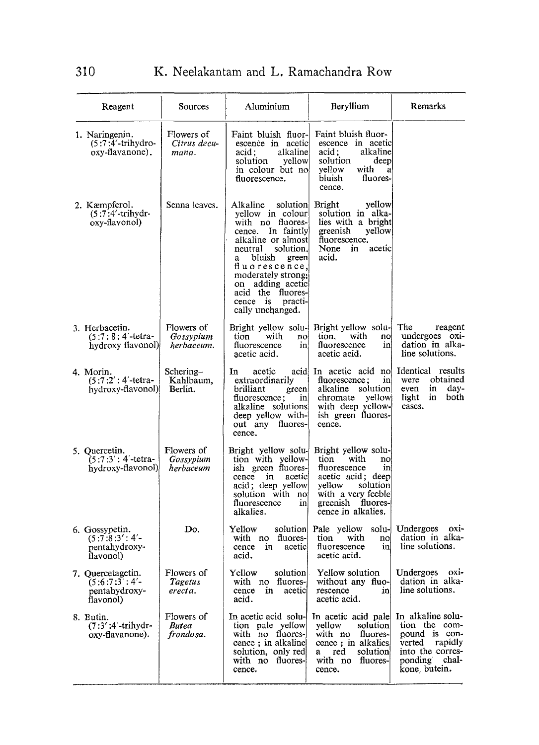| Reagent | Sources | Aluminium | Beryllium | Remarks |
|---|---|---|---|---|
| 1. Naringenin. (5:7:4′-trihydroxy-flavanone). | Flowers of *Citrus decumana.* | Faint bluish fluorescence in acetic acid; alkaline solution yellow in colour but no fluorescence. | Faint bluish fluorescence in acetic acid; alkaline solution deep yellow with a bluish fluorescence. | |
| 2. Kæmpferol. (5:7:4′-trihydroxy-flavonol) | Senna leaves. | Alkaline solution yellow in colour with no fluorescence. In faintly alkaline or almost neutral solution, a bluish green fluorescence, moderately strong; on adding acetic acid the fluorescence is practically unchanged. | Bright yellow solution in alkalies with a bright greenish yellow fluorescence. None in acetic acid. | |
| 3. Herbacetin. (5:7:8:4′-tetra-hydroxy flavonol) | Flowers of *Gossypium herbaceum.* | Bright yellow solution with no fluorescence in acetic acid. | Bright yellow solution, with no fluorescence in acetic acid. | The reagent undergoes oxidation in alkaline solutions. |
| 4. Morin. (5:7:2′:4′-tetra-hydroxy-flavonol) | Schering–Kahlbaum, Berlin. | In acetic acid extraordinarily brilliant green fluorescence; in alkaline solutions deep yellow without any fluorescence. | In acetic acid no fluorescence; in alkaline solution chromate yellow with deep yellowish green fluorescence. | Identical results were obtained even in daylight in both cases. |
| 5. Quercetin. (5:7:3′:4′-tetra-hydroxy-flavonol) | Flowers of *Gossypium herbaceum* | Bright yellow solution with yellowish green fluorescence in acetic acid; deep yellow solution with no fluorescence in alkalies. | Bright yellow solution with no fluorescence in acetic acid; deep yellow solution with a very feeble greenish fluorescence in alkalies. | |
| 6. Gossypetin. (5:7:8:3′:4′-pentahydroxy-flavonol) | Do. | Yellow solution with no fluorescence in acetic acid. | Pale yellow solution with no fluorescence in acetic acid. | Undergoes oxidation in alkaline solutions. |
| 7. Quercetagetin. (5:6:7:3′:4′-pentahydroxy-flavonol) | Flowers of *Tagetus erecta.* | Yellow solution with no fluorescence in acetic acid. | Yellow solution without any fluorescence in acetic acid. | Undergoes oxidation in alkaline solutions. |
| 8. Butin. (7:3′:4′-trihydroxy-flavanone). | Flowers of *Butea frondosa.* | In acetic acid solution pale yellow with no fluorescence; in alkaline solution, only red with no fluorescence. | In acetic acid pale yellow solution with no fluorescence; in alkalies a red solution with no fluorescence. | In alkaline solution the compound is converted rapidly into the corresponding chalkone, butein. |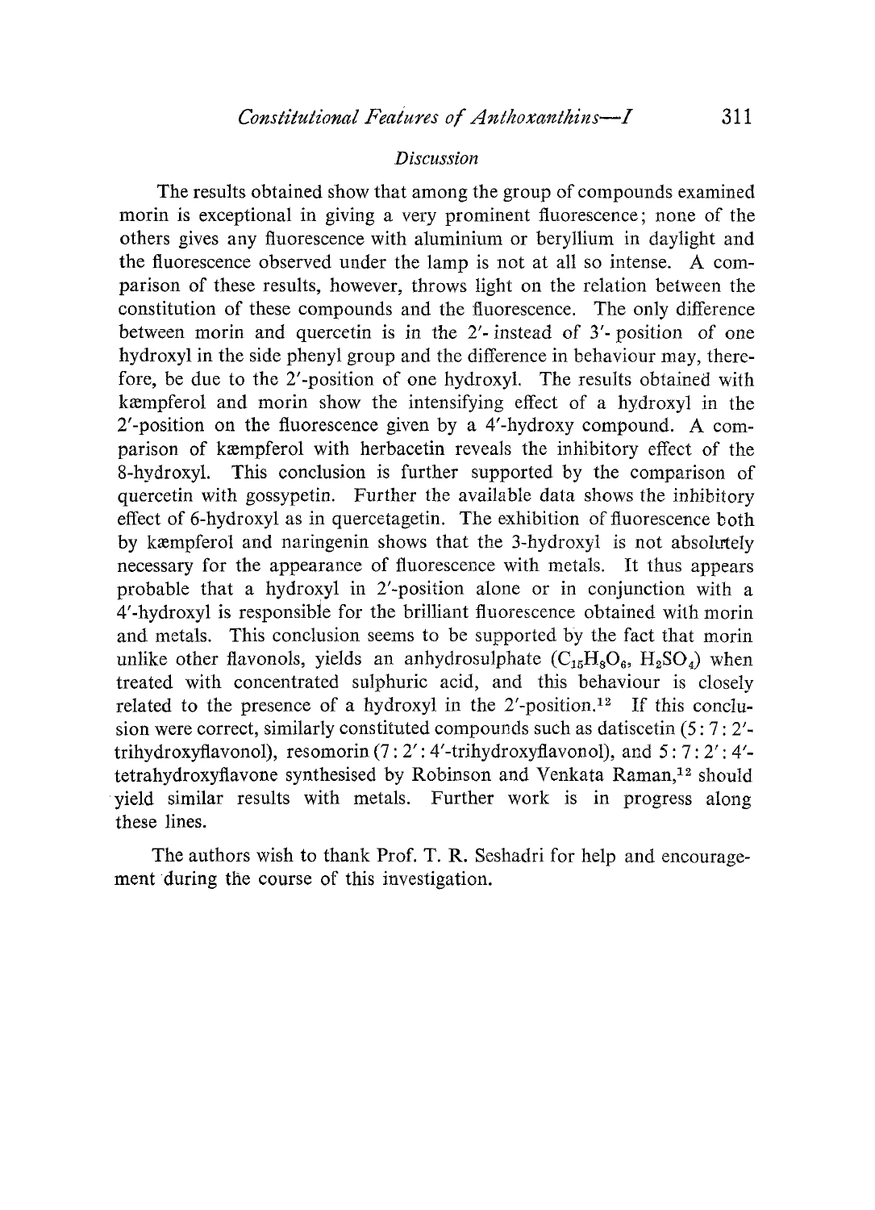### *Discussion*

The results obtained show that among the group of compounds examined morin is exceptional in giving a very prominent fluorescence; none of the others gives any fluorescence with aluminium or beryllium in daylight and the fluorescence observed under the lamp is not at all so intense. A comparison of these results, however, throws light on the relation between the constitution of these compounds and the fluorescence. The only difference between morin and quercetin is in the 2′- instead of 3′- position of one hydroxyl in the side phenyl group and the difference in behaviour may, therefore, be due to the 2′-position of one hydroxyl. The results obtained with kæmpferol and morin show the intensifying effect of a hydroxyl in the 2′-position on the fluorescence given by a 4′-hydroxy compound. A comparison of kæmpferol with herbacetin reveals the inhibitory effect of the 8-hydroxyl. This conclusion is further supported by the comparison of quercetin with gossypetin. Further the available data shows the inhibitory effect of 6-hydroxyl as in quercetagetin. The exhibition of fluorescence both by kæmpferol and naringenin shows that the 3-hydroxyl is not absolutely necessary for the appearance of fluorescence with metals. It thus appears probable that a hydroxyl in 2′-position alone or in conjunction with a 4′-hydroxyl is responsible for the brilliant fluorescence obtained with morin and metals. This conclusion seems to be supported by the fact that morin unlike other flavonols, yields an anhydrosulphate ($C_{15}H_8O_6$, $H_2SO_4$) when treated with concentrated sulphuric acid, and this behaviour is closely related to the presence of a hydroxyl in the 2′-position.[12] If this conclusion were correct, similarly constituted compounds such as datiscetin (5 : 7 : 2′-trihydroxyflavonol), resomorin (7 : 2′ : 4′-trihydroxyflavonol), and 5 : 7 : 2′ : 4′-tetrahydroxyflavone synthesised by Robinson and Venkata Raman,[12] should yield similar results with metals. Further work is in progress along these lines.

The authors wish to thank Prof. T. R. Seshadri for help and encouragement during the course of this investigation.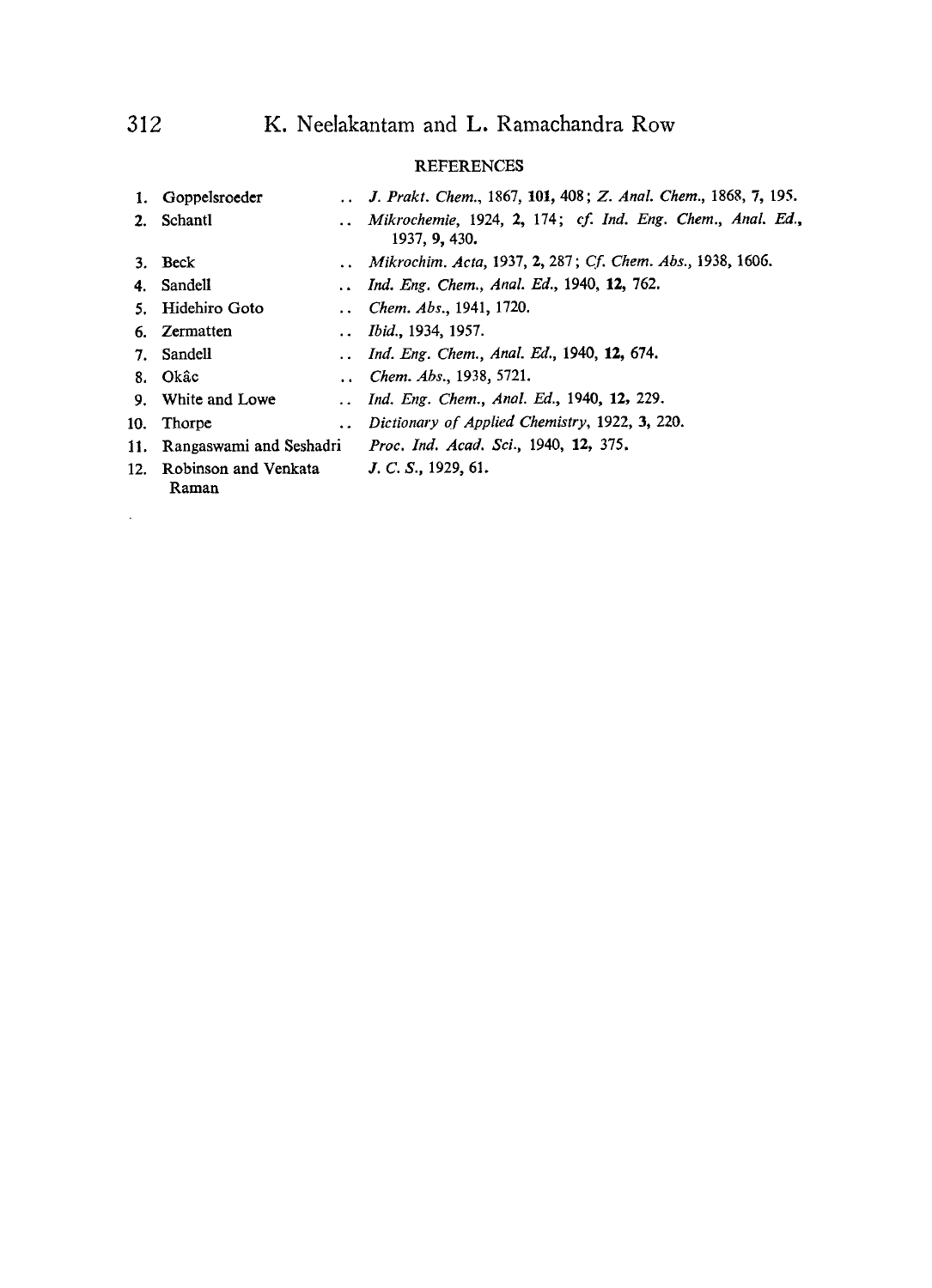## REFERENCES

1. Goppelsroeder .. *J. Prakt. Chem.*, 1867, **101**, 408; *Z. Anal. Chem.*, 1868, **7**, 195.
2. Schantl .. *Mikrochemie*, 1924, **2**, 174; *cf. Ind. Eng. Chem., Anal. Ed.*, 1937, **9**, 430.
3. Beck .. *Mikrochim. Acta*, 1937, **2**, 287; *Cf. Chem. Abs.*, 1938, 1606.
4. Sandell .. *Ind. Eng. Chem., Anal. Ed.*, 1940, **12**, 762.
5. Hidehiro Goto .. *Chem. Abs.*, 1941, 1720.
6. Zermatten .. *Ibid.*, 1934, 1957.
7. Sandell .. *Ind. Eng. Chem., Anal. Ed.*, 1940, **12**, 674.
8. Okâc .. *Chem. Abs.*, 1938, 5721.
9. White and Lowe .. *Ind. Eng. Chem., Anal. Ed.*, 1940, **12**, 229.
10. Thorpe .. *Dictionary of Applied Chemistry*, 1922, **3**, 220.
11. Rangaswami and Seshadri *Proc. Ind. Acad. Sci.*, 1940, **12**, 375.
12. Robinson and Venkata Raman *J. C. S.*, 1929, 61.